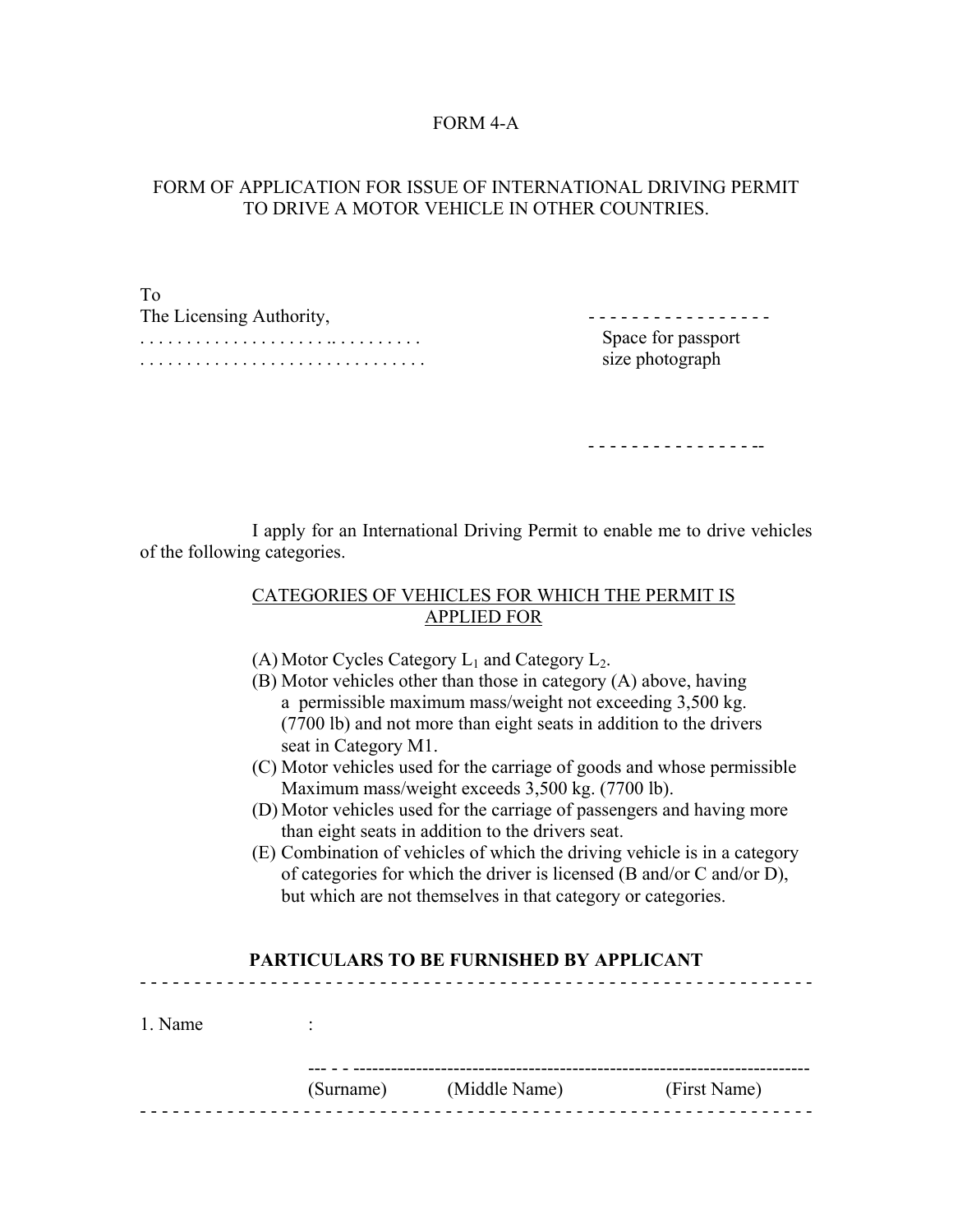FORM 4-A

# FORM OF APPLICATION FOR ISSUE OF INTERNATIONAL DRIVING PERMIT TO DRIVE A MOTOR VEHICLE IN OTHER COUNTRIES.

To
The Licensing Authority,
. . . . . . . . . . . . . . . . . . . . .. . . . . . . . . .
. . . . . . . . . . . . . . . . . . . . . . . . . . . . . .

Space for passport size photograph

I apply for an International Driving Permit to enable me to drive vehicles of the following categories.

CATEGORIES OF VEHICLES FOR WHICH THE PERMIT IS APPLIED FOR

(A) Motor Cycles Category $L_1$ and Category $L_2$.
(B) Motor vehicles other than those in category (A) above, having a permissible maximum mass/weight not exceeding 3,500 kg. (7700 lb) and not more than eight seats in addition to the drivers seat in Category M1.
(C) Motor vehicles used for the carriage of goods and whose permissible Maximum mass/weight exceeds 3,500 kg. (7700 lb).
(D) Motor vehicles used for the carriage of passengers and having more than eight seats in addition to the drivers seat.
(E) Combination of vehicles of which the driving vehicle is in a category of categories for which the driver is licensed (B and/or C and/or D), but which are not themselves in that category or categories.

**PARTICULARS TO BE FURNISHED BY APPLICANT**

1. Name :

| (Surname) | (Middle Name) | (First Name) |
|---|---|---|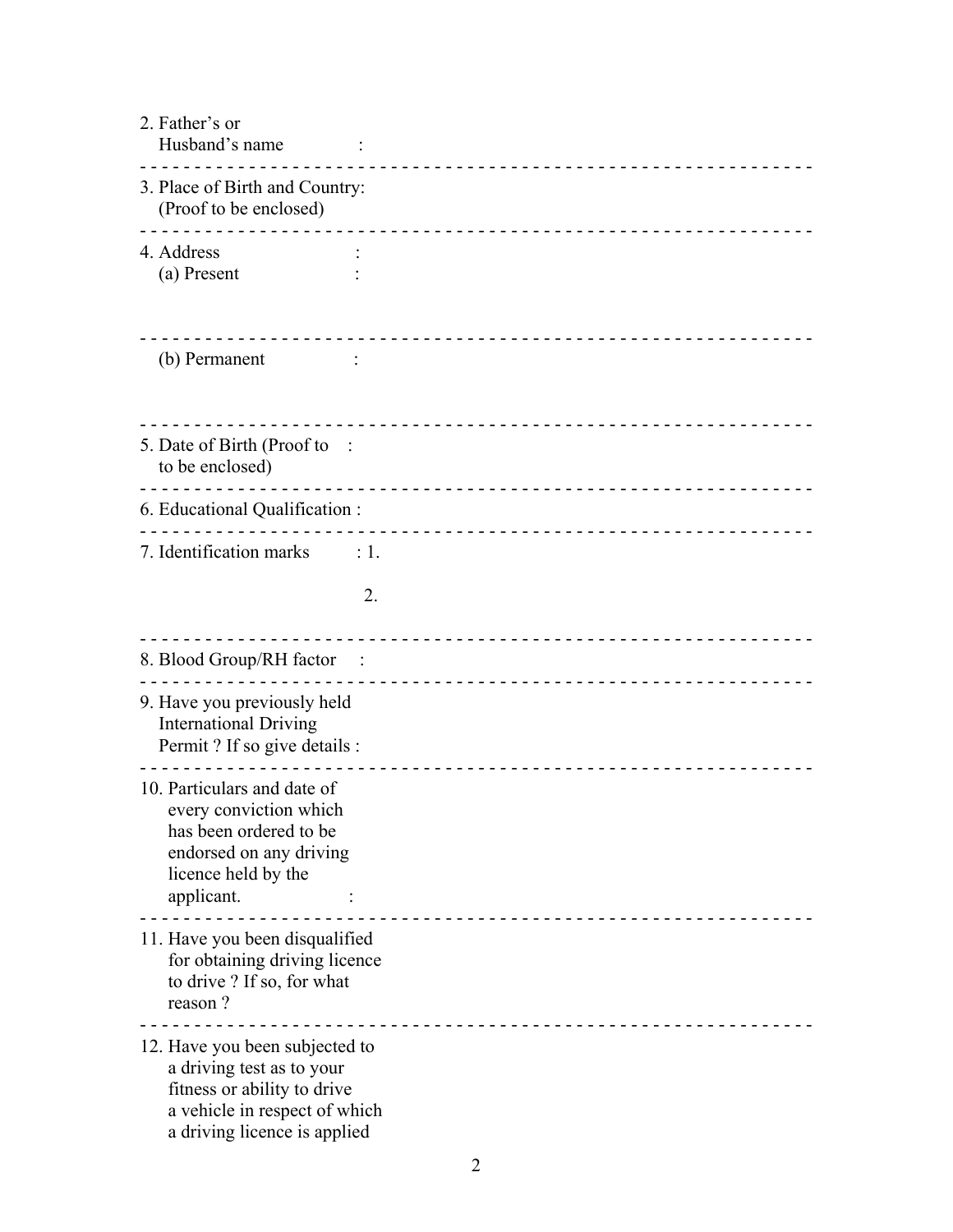2. Father's or
   Husband's name :

---

3. Place of Birth and Country:
   (Proof to be enclosed)

---

4. Address :
   (a) Present :

---

   (b) Permanent :

---

5. Date of Birth (Proof to :
   to be enclosed)

---

6. Educational Qualification :

---

7. Identification marks : 1.

   2.

---

8. Blood Group/RH factor :

---

9. Have you previously held
   International Driving
   Permit ? If so give details :

---

10. Particulars and date of
    every conviction which
    has been ordered to be
    endorsed on any driving
    licence held by the
    applicant. :

---

11. Have you been disqualified
    for obtaining driving licence
    to drive ? If so, for what
    reason ?

---

12. Have you been subjected to
    a driving test as to your
    fitness or ability to drive
    a vehicle in respect of which
    a driving licence is applied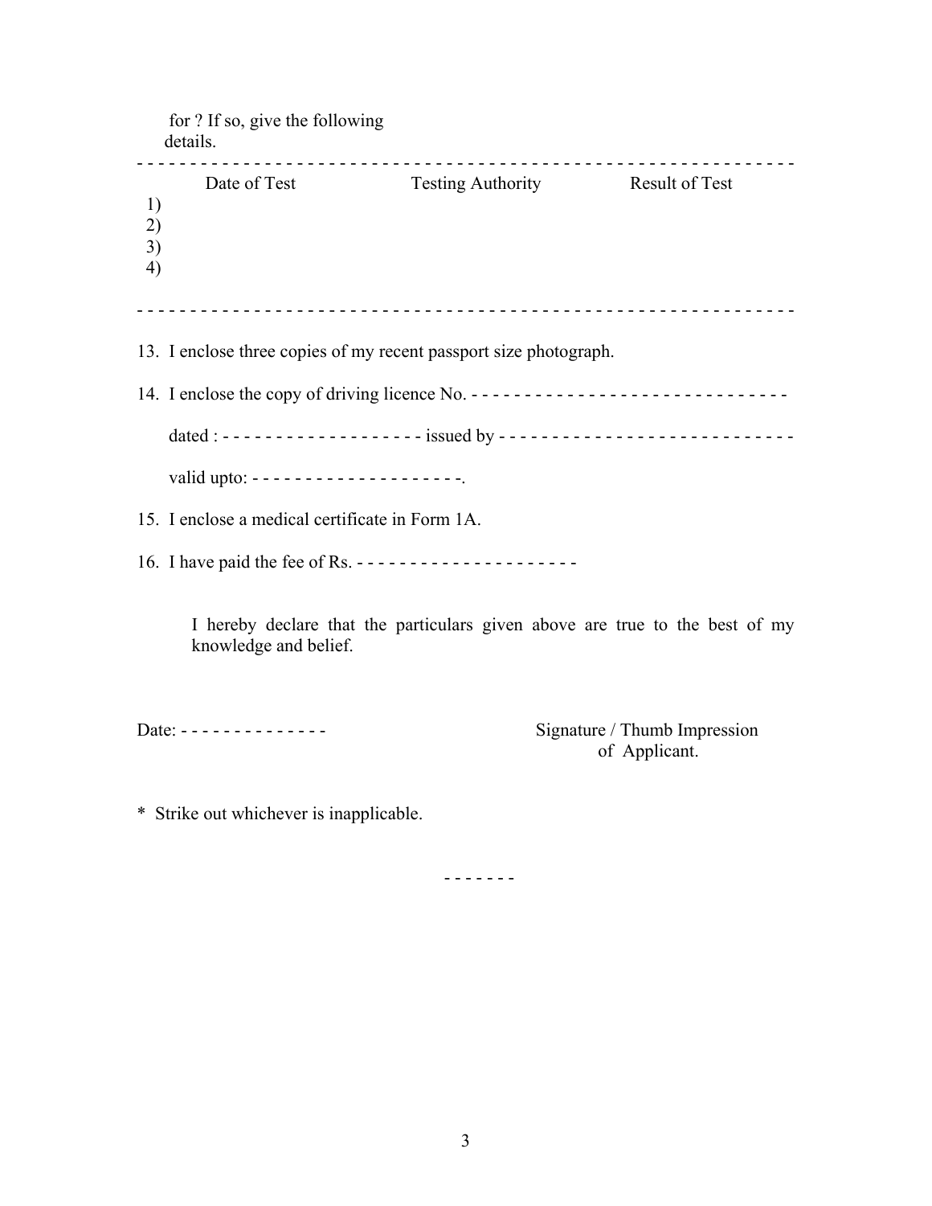for ? If so, give the following details.

| | Date of Test | Testing Authority | Result of Test |
|---|---|---|---|
| 1) | | | |
| 2) | | | |
| 3) | | | |
| 4) | | | |

13. I enclose three copies of my recent passport size photograph.

14. I enclose the copy of driving licence No. - - - - - - - - - - - - - - - - - - - - - - - - - - - - - -

    dated : - - - - - - - - - - - - - - - - - - - issued by - - - - - - - - - - - - - - - - - - - - - - - - - - -

    valid upto: - - - - - - - - - - - - - - - - - - - -.

15. I enclose a medical certificate in Form 1A.

16. I have paid the fee of Rs. - - - - - - - - - - - - - - - - - - - - -

I hereby declare that the particulars given above are true to the best of my knowledge and belief.

Date: - - - - - - - - - - - - - -

Signature / Thumb Impression of Applicant.

\* Strike out whichever is inapplicable.

- - - - - - -